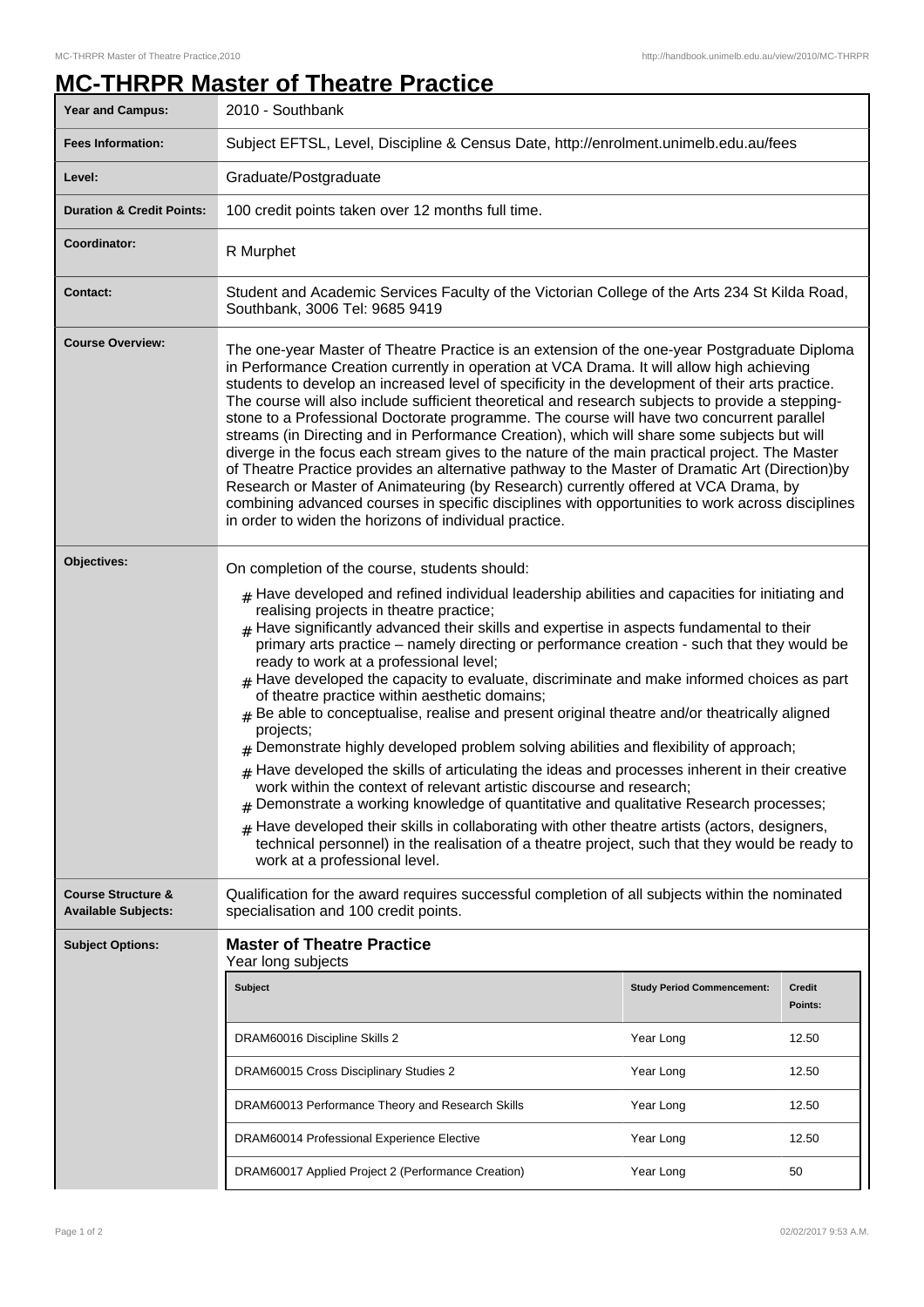# MC-THRPR Master of Theatre Practice

| | |
|---|---|
| **Year and Campus:** | 2010 - Southbank |
| **Fees Information:** | Subject EFTSL, Level, Discipline & Census Date, http://enrolment.unimelb.edu.au/fees |
| **Level:** | Graduate/Postgraduate |
| **Duration & Credit Points:** | 100 credit points taken over 12 months full time. |
| **Coordinator:** | R Murphet |
| **Contact:** | Student and Academic Services Faculty of the Victorian College of the Arts 234 St Kilda Road, Southbank, 3006 Tel: 9685 9419 |
| **Course Overview:** | The one-year Master of Theatre Practice is an extension of the one-year Postgraduate Diploma in Performance Creation currently in operation at VCA Drama. It will allow high achieving students to develop an increased level of specificity in the development of their arts practice. The course will also include sufficient theoretical and research subjects to provide a stepping-stone to a Professional Doctorate programme. The course will have two concurrent parallel streams (in Directing and in Performance Creation), which will share some subjects but will diverge in the focus each stream gives to the nature of the main practical project. The Master of Theatre Practice provides an alternative pathway to the Master of Dramatic Art (Direction)by Research or Master of Animateuring (by Research) currently offered at VCA Drama, by combining advanced courses in specific disciplines with opportunities to work across disciplines in order to widen the horizons of individual practice. |

**Objectives:**

On completion of the course, students should:

- Have developed and refined individual leadership abilities and capacities for initiating and realising projects in theatre practice;
- Have significantly advanced their skills and expertise in aspects fundamental to their primary arts practice – namely directing or performance creation - such that they would be ready to work at a professional level;
- Have developed the capacity to evaluate, discriminate and make informed choices as part of theatre practice within aesthetic domains;
- Be able to conceptualise, realise and present original theatre and/or theatrically aligned projects;
- Demonstrate highly developed problem solving abilities and flexibility of approach;
- Have developed the skills of articulating the ideas and processes inherent in their creative work within the context of relevant artistic discourse and research;
- Demonstrate a working knowledge of quantitative and qualitative Research processes;
- Have developed their skills in collaborating with other theatre artists (actors, designers, technical personnel) in the realisation of a theatre project, such that they would be ready to work at a professional level.

**Course Structure & Available Subjects:**

Qualification for the award requires successful completion of all subjects within the nominated specialisation and 100 credit points.

**Subject Options:**

## Master of Theatre Practice

Year long subjects

| Subject | Study Period Commencement: | Credit Points: |
|---|---|---|
| DRAM60016 Discipline Skills 2 | Year Long | 12.50 |
| DRAM60015 Cross Disciplinary Studies 2 | Year Long | 12.50 |
| DRAM60013 Performance Theory and Research Skills | Year Long | 12.50 |
| DRAM60014 Professional Experience Elective | Year Long | 12.50 |
| DRAM60017 Applied Project 2 (Performance Creation) | Year Long | 50 |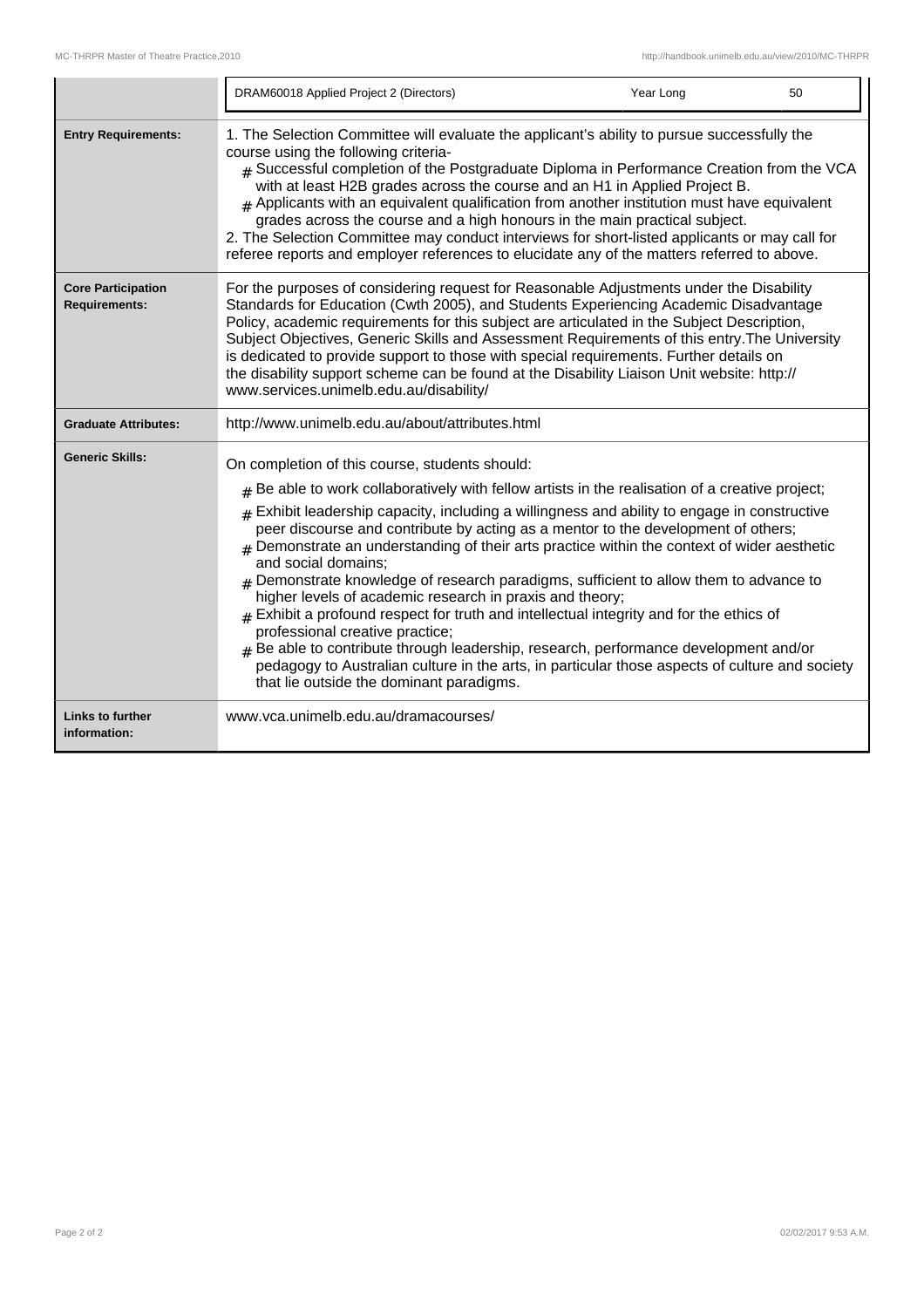| | | | |
|---|---|---|---|
| | DRAM60018 Applied Project 2 (Directors) | Year Long | 50 |

| | |
|---|---|
| **Entry Requirements:** | 1. The Selection Committee will evaluate the applicant's ability to pursue successfully the course using the following criteria- # Successful completion of the Postgraduate Diploma in Performance Creation from the VCA with at least H2B grades across the course and an H1 in Applied Project B. # Applicants with an equivalent qualification from another institution must have equivalent grades across the course and a high honours in the main practical subject. 2. The Selection Committee may conduct interviews for short-listed applicants or may call for referee reports and employer references to elucidate any of the matters referred to above. |
| **Core Participation Requirements:** | For the purposes of considering request for Reasonable Adjustments under the Disability Standards for Education (Cwth 2005), and Students Experiencing Academic Disadvantage Policy, academic requirements for this subject are articulated in the Subject Description, Subject Objectives, Generic Skills and Assessment Requirements of this entry.The University is dedicated to provide support to those with special requirements. Further details on the disability support scheme can be found at the Disability Liaison Unit website: http://www.services.unimelb.edu.au/disability/ |
| **Graduate Attributes:** | http://www.unimelb.edu.au/about/attributes.html |
| **Generic Skills:** | On completion of this course, students should: # Be able to work collaboratively with fellow artists in the realisation of a creative project; # Exhibit leadership capacity, including a willingness and ability to engage in constructive peer discourse and contribute by acting as a mentor to the development of others; # Demonstrate an understanding of their arts practice within the context of wider aesthetic and social domains; # Demonstrate knowledge of research paradigms, sufficient to allow them to advance to higher levels of academic research in praxis and theory; # Exhibit a profound respect for truth and intellectual integrity and for the ethics of professional creative practice; # Be able to contribute through leadership, research, performance development and/or pedagogy to Australian culture in the arts, in particular those aspects of culture and society that lie outside the dominant paradigms. |
| **Links to further information:** | www.vca.unimelb.edu.au/dramacourses/ |